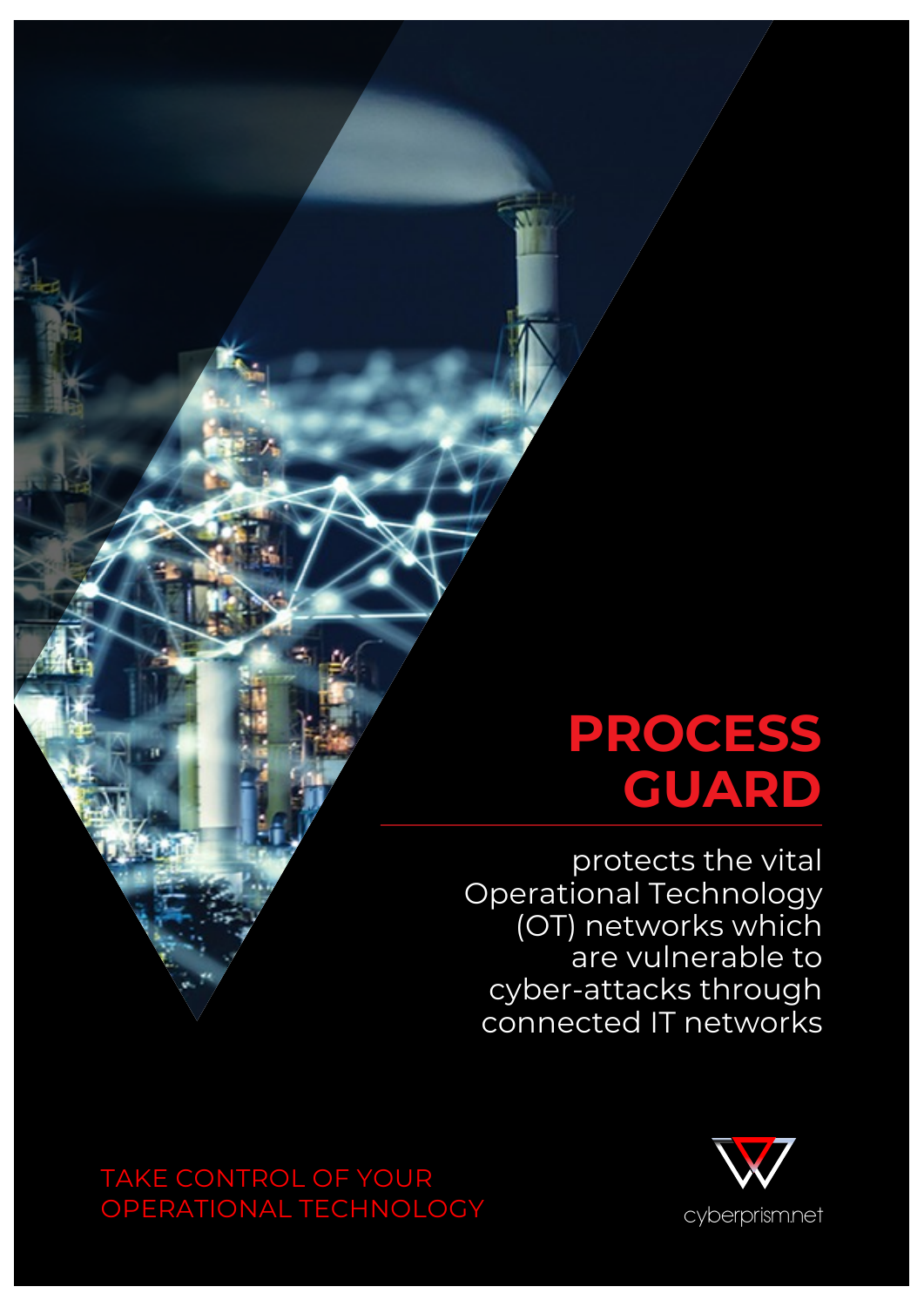# PROCESS GUARD

protects the vital Operational Technology (OT) networks which are vulnerable to cyber-attacks through connected IT networks

TAKE CONTROL OF YOUR OPERATIONAL TECHNOLOGY

cyberprism.net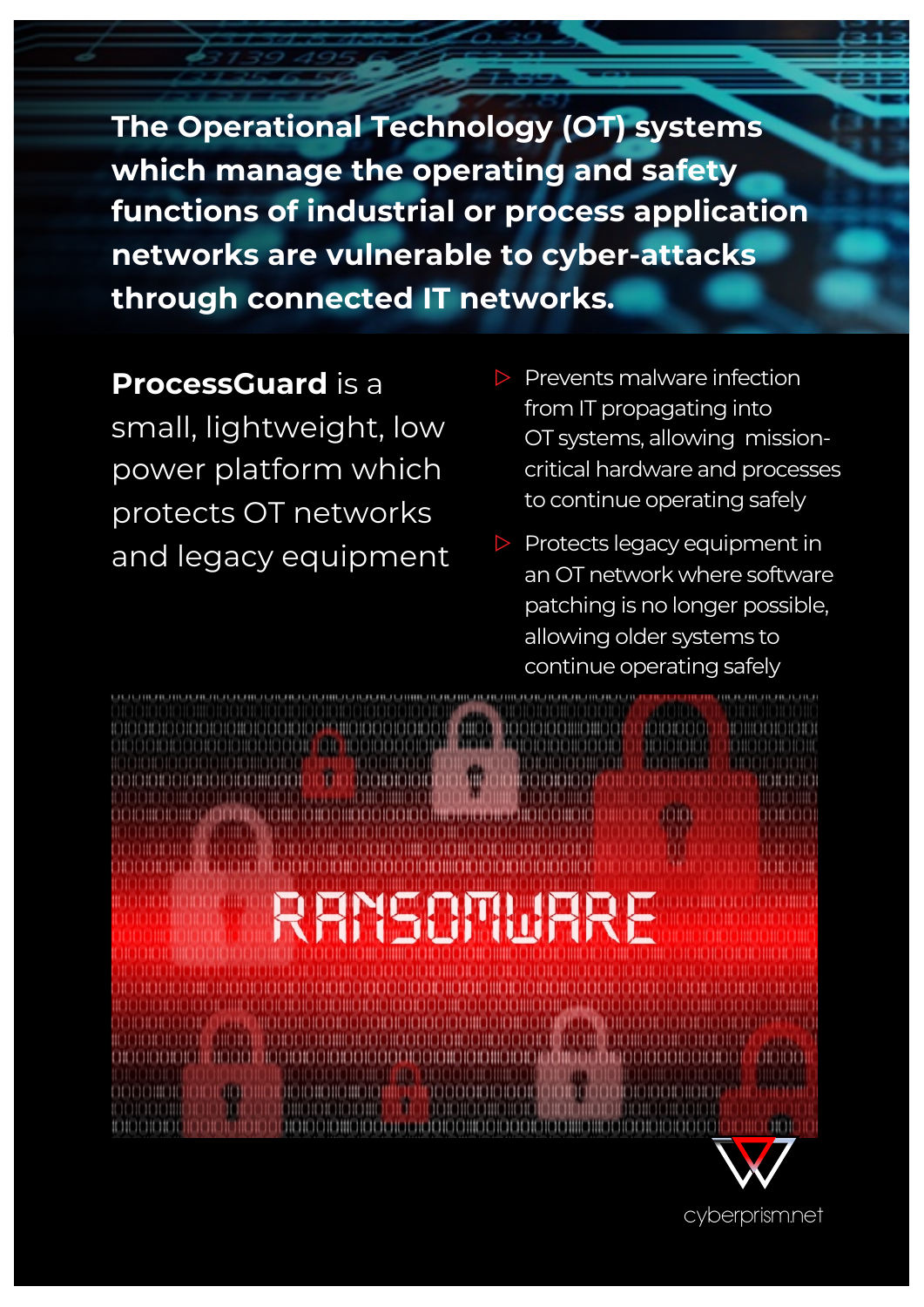**The Operational Technology (OT) systems which manage the operating and safety functions of industrial or process application networks are vulnerable to cyber-attacks through connected IT networks.**

**ProcessGuard** is a small, lightweight, low power platform which protects OT networks and legacy equipment

- Prevents malware infection from IT propagating into OT systems, allowing mission-critical hardware and processes to continue operating safely
- Protects legacy equipment in an OT network where software patching is no longer possible, allowing older systems to continue operating safely

cyberprism.net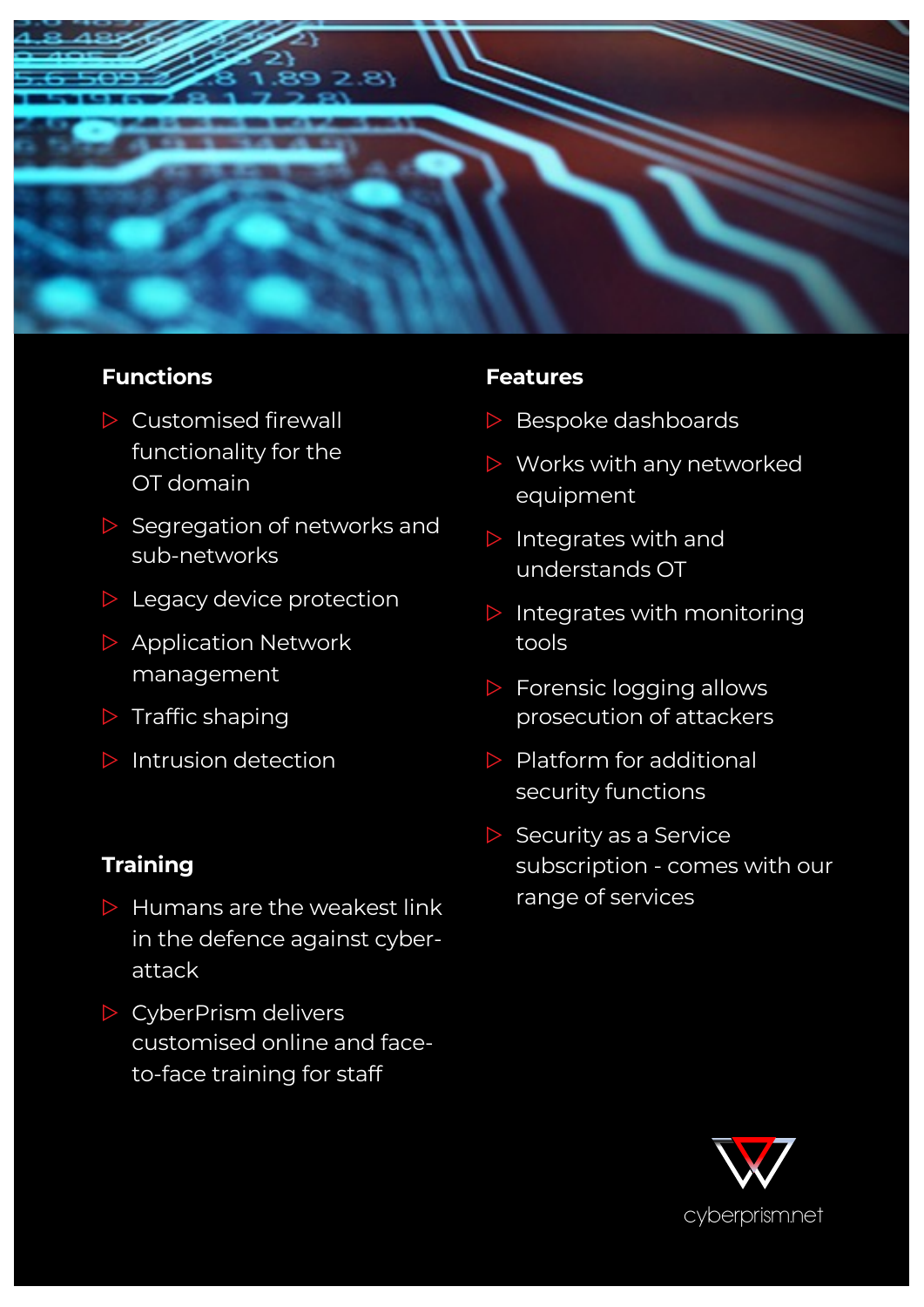## Functions

- Customised firewall functionality for the OT domain
- Segregation of networks and sub-networks
- Legacy device protection
- Application Network management
- Traffic shaping
- Intrusion detection

## Training

- Humans are the weakest link in the defence against cyber-attack
- CyberPrism delivers customised online and face-to-face training for staff

## Features

- Bespoke dashboards
- Works with any networked equipment
- Integrates with and understands OT
- Integrates with monitoring tools
- Forensic logging allows prosecution of attackers
- Platform for additional security functions
- Security as a Service subscription - comes with our range of services

cyberprism.net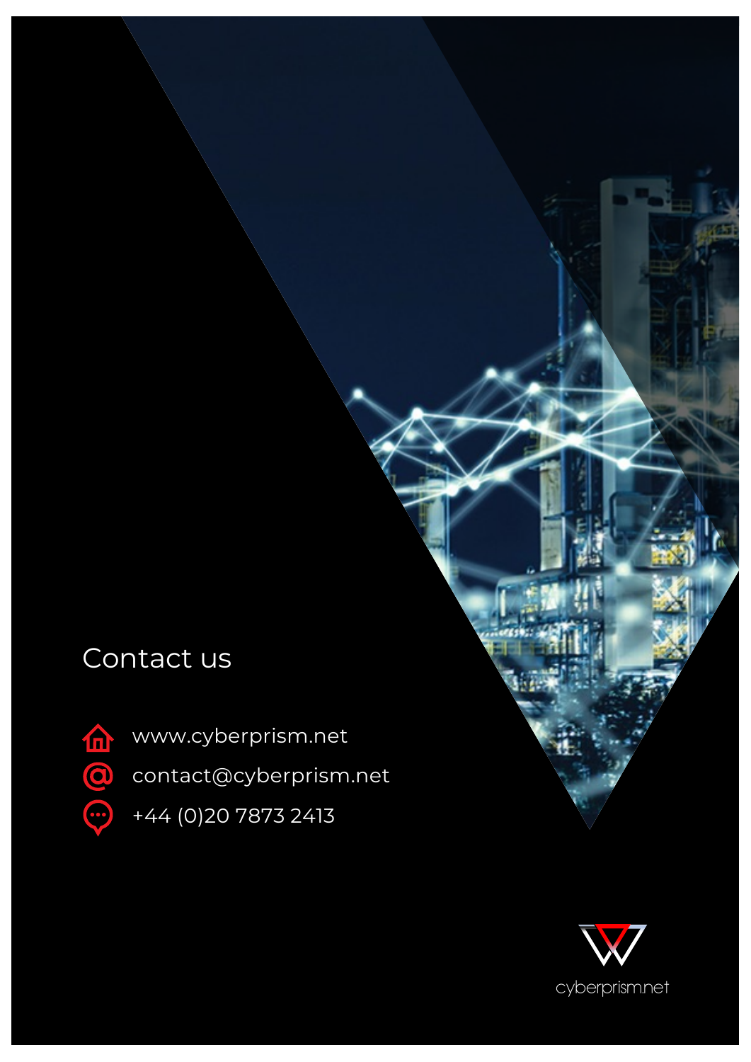## Contact us

www.cyberprism.net

contact@cyberprism.net

+44 (0)20 7873 2413

cyberprism.net